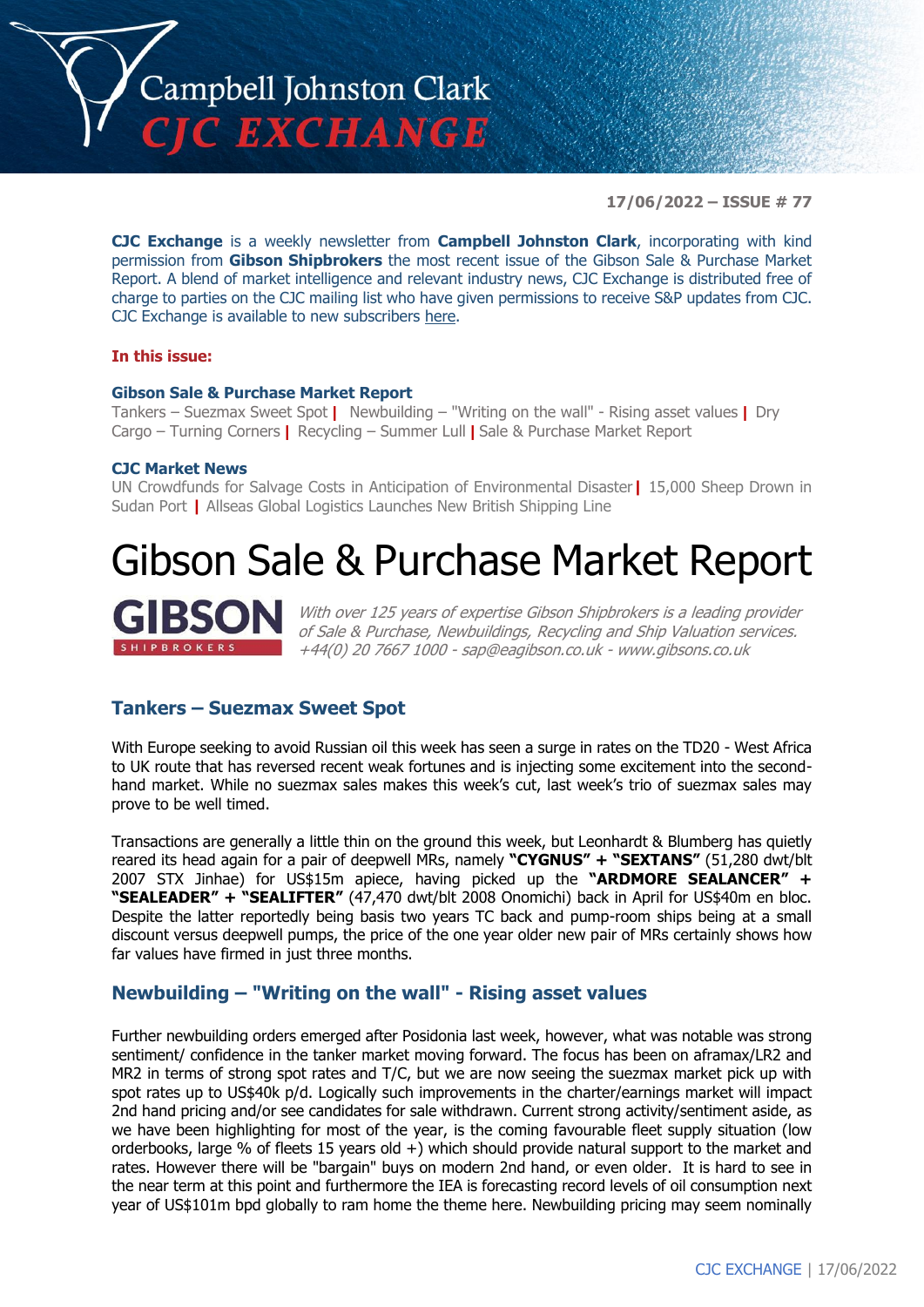Campbell Johnston Clark
CJC EXCHANGE

**17/06/2022 – ISSUE # 77**

**CJC Exchange** is a weekly newsletter from **Campbell Johnston Clark**, incorporating with kind permission from **Gibson Shipbrokers** the most recent issue of the Gibson Sale & Purchase Market Report. A blend of market intelligence and relevant industry news, CJC Exchange is distributed free of charge to parties on the CJC mailing list who have given permissions to receive S&P updates from CJC. CJC Exchange is available to new subscribers here.

**In this issue:**

**Gibson Sale & Purchase Market Report**
Tankers – Suezmax Sweet Spot | Newbuilding – "Writing on the wall" - Rising asset values | Dry Cargo – Turning Corners | Recycling – Summer Lull | Sale & Purchase Market Report

**CJC Market News**
UN Crowdfunds for Salvage Costs in Anticipation of Environmental Disaster | 15,000 Sheep Drown in Sudan Port | Allseas Global Logistics Launches New British Shipping Line

# Gibson Sale & Purchase Market Report

**GIBSON** SHIPBROKERS

*With over 125 years of expertise Gibson Shipbrokers is a leading provider of Sale & Purchase, Newbuildings, Recycling and Ship Valuation services. +44(0) 20 7667 1000 - sap@eagibson.co.uk - www.gibsons.co.uk*

## Tankers – Suezmax Sweet Spot

With Europe seeking to avoid Russian oil this week has seen a surge in rates on the TD20 - West Africa to UK route that has reversed recent weak fortunes and is injecting some excitement into the second-hand market. While no suezmax sales makes this week's cut, last week's trio of suezmax sales may prove to be well timed.

Transactions are generally a little thin on the ground this week, but Leonhardt & Blumberg has quietly reared its head again for a pair of deepwell MRs, namely **"CYGNUS" + "SEXTANS"** (51,280 dwt/blt 2007 STX Jinhae) for US$15m apiece, having picked up the **"ARDMORE SEALANCER" + "SEALEADER" + "SEALIFTER"** (47,470 dwt/blt 2008 Onomichi) back in April for US$40m en bloc. Despite the latter reportedly being basis two years TC back and pump-room ships being at a small discount versus deepwell pumps, the price of the one year older new pair of MRs certainly shows how far values have firmed in just three months.

## Newbuilding – "Writing on the wall" - Rising asset values

Further newbuilding orders emerged after Posidonia last week, however, what was notable was strong sentiment/ confidence in the tanker market moving forward. The focus has been on aframax/LR2 and MR2 in terms of strong spot rates and T/C, but we are now seeing the suezmax market pick up with spot rates up to US$40k p/d. Logically such improvements in the charter/earnings market will impact 2nd hand pricing and/or see candidates for sale withdrawn. Current strong activity/sentiment aside, as we have been highlighting for most of the year, is the coming favourable fleet supply situation (low orderbooks, large % of fleets 15 years old +) which should provide natural support to the market and rates. However there will be "bargain" buys on modern 2nd hand, or even older. It is hard to see in the near term at this point and furthermore the IEA is forecasting record levels of oil consumption next year of US$101m bpd globally to ram home the theme here. Newbuilding pricing may seem nominally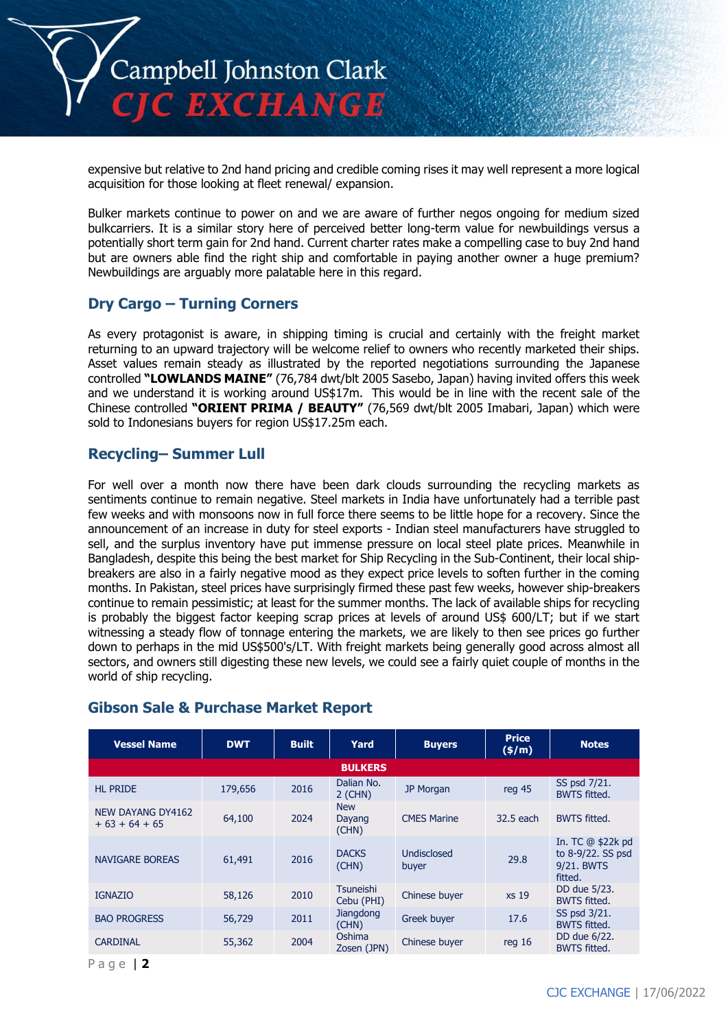expensive but relative to 2nd hand pricing and credible coming rises it may well represent a more logical acquisition for those looking at fleet renewal/ expansion.

Bulker markets continue to power on and we are aware of further negos ongoing for medium sized bulkcarriers. It is a similar story here of perceived better long-term value for newbuildings versus a potentially short term gain for 2nd hand. Current charter rates make a compelling case to buy 2nd hand but are owners able find the right ship and comfortable in paying another owner a huge premium? Newbuildings are arguably more palatable here in this regard.

## Dry Cargo – Turning Corners

As every protagonist is aware, in shipping timing is crucial and certainly with the freight market returning to an upward trajectory will be welcome relief to owners who recently marketed their ships. Asset values remain steady as illustrated by the reported negotiations surrounding the Japanese controlled **"LOWLANDS MAINE"** (76,784 dwt/blt 2005 Sasebo, Japan) having invited offers this week and we understand it is working around US$17m. This would be in line with the recent sale of the Chinese controlled **"ORIENT PRIMA / BEAUTY"** (76,569 dwt/blt 2005 Imabari, Japan) which were sold to Indonesians buyers for region US$17.25m each.

## Recycling– Summer Lull

For well over a month now there have been dark clouds surrounding the recycling markets as sentiments continue to remain negative. Steel markets in India have unfortunately had a terrible past few weeks and with monsoons now in full force there seems to be little hope for a recovery. Since the announcement of an increase in duty for steel exports - Indian steel manufacturers have struggled to sell, and the surplus inventory have put immense pressure on local steel plate prices. Meanwhile in Bangladesh, despite this being the best market for Ship Recycling in the Sub-Continent, their local ship-breakers are also in a fairly negative mood as they expect price levels to soften further in the coming months. In Pakistan, steel prices have surprisingly firmed these past few weeks, however ship-breakers continue to remain pessimistic; at least for the summer months. The lack of available ships for recycling is probably the biggest factor keeping scrap prices at levels of around US$ 600/LT; but if we start witnessing a steady flow of tonnage entering the markets, we are likely to then see prices go further down to perhaps in the mid US$500's/LT. With freight markets being generally good across almost all sectors, and owners still digesting these new levels, we could see a fairly quiet couple of months in the world of ship recycling.

## Gibson Sale & Purchase Market Report

| Vessel Name | DWT | Built | Yard | Buyers | Price ($/m) | Notes |
|---|---|---|---|---|---|---|
| **BULKERS** | | | | | | |
| HL PRIDE | 179,656 | 2016 | Dalian No. 2 (CHN) | JP Morgan | reg 45 | SS psd 7/21. BWTS fitted. |
| NEW DAYANG DY4162 + 63 + 64 + 65 | 64,100 | 2024 | New Dayang (CHN) | CMES Marine | 32.5 each | BWTS fitted. |
| NAVIGARE BOREAS | 61,491 | 2016 | DACKS (CHN) | Undisclosed buyer | 29.8 | In. TC @ $22k pd to 8-9/22. SS psd 9/21. BWTS fitted. |
| IGNAZIO | 58,126 | 2010 | Tsuneishi Cebu (PHI) | Chinese buyer | xs 19 | DD due 5/23. BWTS fitted. |
| BAO PROGRESS | 56,729 | 2011 | Jiangdong (CHN) | Greek buyer | 17.6 | SS psd 3/21. BWTS fitted. |
| CARDINAL | 55,362 | 2004 | Oshima Zosen (JPN) | Chinese buyer | reg 16 | DD due 6/22. BWTS fitted. |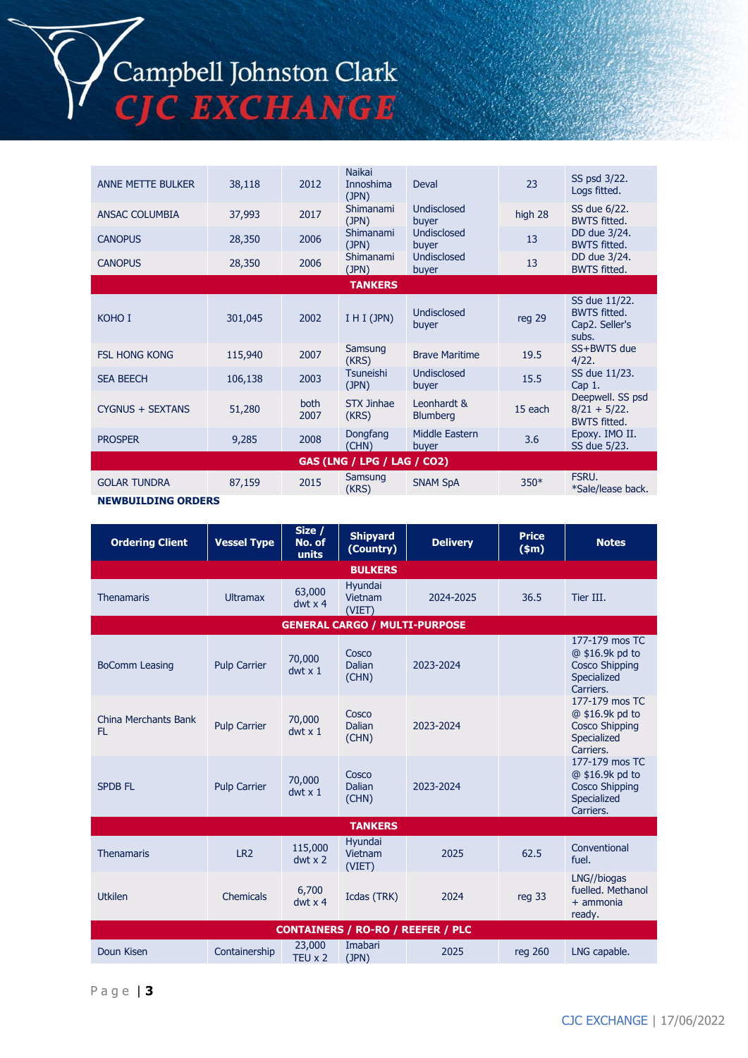| | | | | | | |
|---|---|---|---|---|---|---|
| ANNE METTE BULKER | 38,118 | 2012 | Naikai Innoshima (JPN) | Deval | 23 | SS psd 3/22. Logs fitted. |
| ANSAC COLUMBIA | 37,993 | 2017 | Shimanami (JPN) | Undisclosed buyer | high 28 | SS due 6/22. BWTS fitted. |
| CANOPUS | 28,350 | 2006 | Shimanami (JPN) | Undisclosed buyer | 13 | DD due 3/24. BWTS fitted. |
| CANOPUS | 28,350 | 2006 | Shimanami (JPN) | Undisclosed buyer | 13 | DD due 3/24. BWTS fitted. |
| **TANKERS** | | | | | | |
| KOHO I | 301,045 | 2002 | I H I (JPN) | Undisclosed buyer | reg 29 | SS due 11/22. BWTS fitted. Cap2. Seller's subs. |
| FSL HONG KONG | 115,940 | 2007 | Samsung (KRS) | Brave Maritime | 19.5 | SS+BWTS due 4/22. |
| SEA BEECH | 106,138 | 2003 | Tsuneishi (JPN) | Undisclosed buyer | 15.5 | SS due 11/23. Cap 1. |
| CYGNUS + SEXTANS | 51,280 | both 2007 | STX Jinhae (KRS) | Leonhardt & Blumberg | 15 each | Deepwell. SS psd 8/21 + 5/22. BWTS fitted. |
| PROSPER | 9,285 | 2008 | Dongfang (CHN) | Middle Eastern buyer | 3.6 | Epoxy. IMO II. SS due 5/23. |
| **GAS (LNG / LPG / LAG / CO2)** | | | | | | |
| GOLAR TUNDRA | 87,159 | 2015 | Samsung (KRS) | SNAM SpA | 350* | FSRU. *Sale/lease back. |

**NEWBUILDING ORDERS**

| Ordering Client | Vessel Type | Size / No. of units | Shipyard (Country) | Delivery | Price ($m) | Notes |
|---|---|---|---|---|---|---|
| **BULKERS** | | | | | | |
| Thenamaris | Ultramax | 63,000 dwt x 4 | Hyundai Vietnam (VIET) | 2024-2025 | 36.5 | Tier III. |
| **GENERAL CARGO / MULTI-PURPOSE** | | | | | | |
| BoComm Leasing | Pulp Carrier | 70,000 dwt x 1 | Cosco Dalian (CHN) | 2023-2024 | | 177-179 mos TC @ $16.9k pd to Cosco Shipping Specialized Carriers. |
| China Merchants Bank FL | Pulp Carrier | 70,000 dwt x 1 | Cosco Dalian (CHN) | 2023-2024 | | 177-179 mos TC @ $16.9k pd to Cosco Shipping Specialized Carriers. |
| SPDB FL | Pulp Carrier | 70,000 dwt x 1 | Cosco Dalian (CHN) | 2023-2024 | | 177-179 mos TC @ $16.9k pd to Cosco Shipping Specialized Carriers. |
| **TANKERS** | | | | | | |
| Thenamaris | LR2 | 115,000 dwt x 2 | Hyundai Vietnam (VIET) | 2025 | 62.5 | Conventional fuel. |
| Utkilen | Chemicals | 6,700 dwt x 4 | Icdas (TRK) | 2024 | reg 33 | LNG//biogas fuelled. Methanol + ammonia ready. |
| **CONTAINERS / RO-RO / REEFER / PLC** | | | | | | |
| Doun Kisen | Containership | 23,000 TEU x 2 | Imabari (JPN) | 2025 | reg 260 | LNG capable. |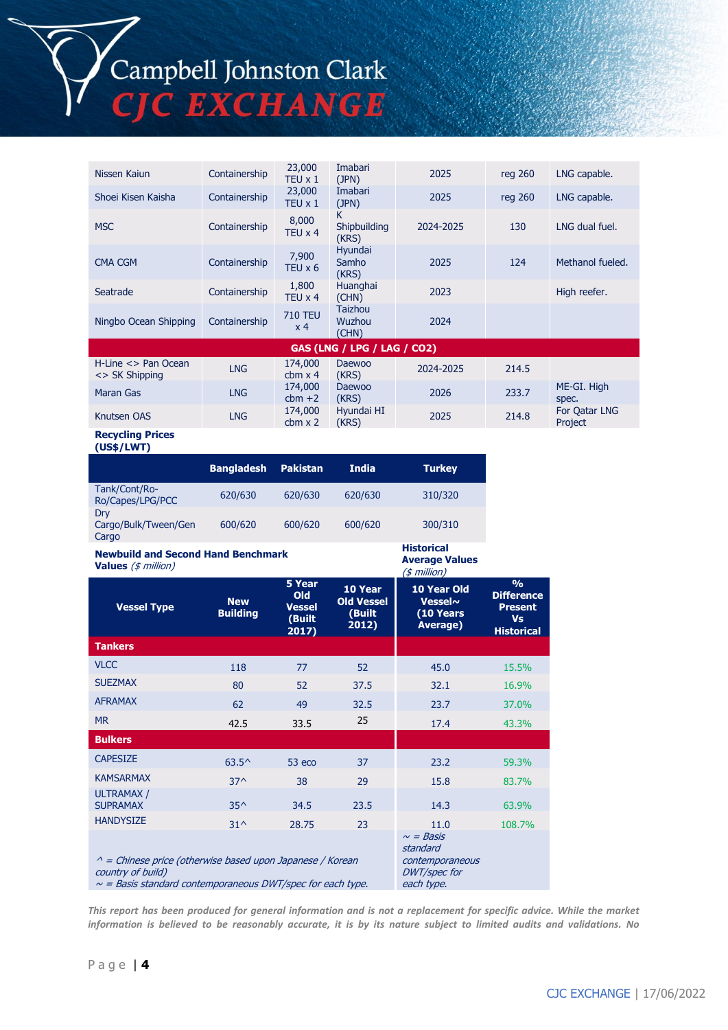| | | | | | | |
|---|---|---|---|---|---|---|
| Nissen Kaiun | Containership | 23,000 TEU x 1 | Imabari (JPN) | 2025 | reg 260 | LNG capable. |
| Shoei Kisen Kaisha | Containership | 23,000 TEU x 1 | Imabari (JPN) | 2025 | reg 260 | LNG capable. |
| MSC | Containership | 8,000 TEU x 4 | K Shipbuilding (KRS) | 2024-2025 | 130 | LNG dual fuel. |
| CMA CGM | Containership | 7,900 TEU x 6 | Hyundai Samho (KRS) | 2025 | 124 | Methanol fueled. |
| Seatrade | Containership | 1,800 TEU x 4 | Huanghai (CHN) | 2023 | | High reefer. |
| Ningbo Ocean Shipping | Containership | 710 TEU x 4 | Taizhou Wuzhou (CHN) | 2024 | | |
| **GAS (LNG / LPG / LAG / CO2)** | | | | | | |
| H-Line <> Pan Ocean <> SK Shipping | LNG | 174,000 cbm x 4 | Daewoo (KRS) | 2024-2025 | 214.5 | |
| Maran Gas | LNG | 174,000 cbm +2 | Daewoo (KRS) | 2026 | 233.7 | ME-GI. High spec. |
| Knutsen OAS | LNG | 174,000 cbm x 2 | Hyundai HI (KRS) | 2025 | 214.8 | For Qatar LNG Project |

**Recycling Prices (US$/LWT)**

| | Bangladesh | Pakistan | India | Turkey |
|---|---|---|---|---|
| Tank/Cont/Ro-Ro/Capes/LPG/PCC | 620/630 | 620/630 | 620/630 | 310/320 |
| Dry Cargo/Bulk/Tween/Gen Cargo | 600/620 | 600/620 | 600/620 | 300/310 |

**Newbuild and Second Hand Benchmark Values** *($ million)*

**Historical Average Values** *($ million)*

| Vessel Type | New Building | 5 Year Old Vessel (Built 2017) | 10 Year Old Vessel (Built 2012) | 10 Year Old Vessel~ (10 Years Average) | % Difference Present Vs Historical |
|---|---|---|---|---|---|
| **Tankers** | | | | | |
| VLCC | 118 | 77 | 52 | 45.0 | 15.5% |
| SUEZMAX | 80 | 52 | 37.5 | 32.1 | 16.9% |
| AFRAMAX | 62 | 49 | 32.5 | 23.7 | 37.0% |
| MR | 42.5 | 33.5 | 25 | 17.4 | 43.3% |
| **Bulkers** | | | | | |
| CAPESIZE | 63.5^ | 53 eco | 37 | 23.2 | 59.3% |
| KAMSARMAX | 37^ | 38 | 29 | 15.8 | 83.7% |
| ULTRAMAX / SUPRAMAX | 35^ | 34.5 | 23.5 | 14.3 | 63.9% |
| HANDYSIZE | 31^ | 28.75 | 23 | 11.0 | 108.7% |

*^ = Chinese price (otherwise based upon Japanese / Korean country of build)*
*~ = Basis standard contemporaneous DWT/spec for each type.*

*~ = Basis standard contemporaneous DWT/spec for each type.*

*This report has been produced for general information and is not a replacement for specific advice. While the market information is believed to be reasonably accurate, it is by its nature subject to limited audits and validations. No*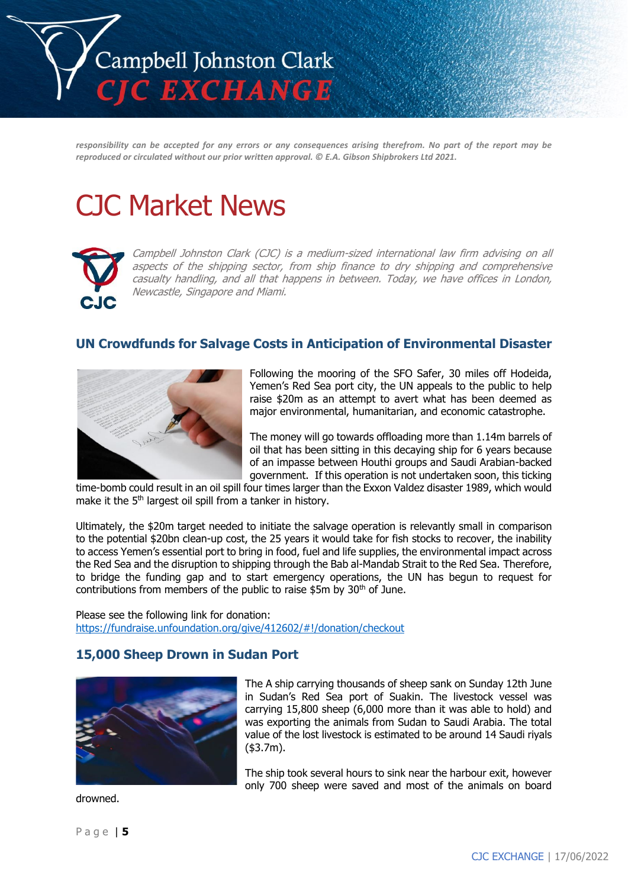*responsibility can be accepted for any errors or any consequences arising therefrom. No part of the report may be reproduced or circulated without our prior written approval. © E.A. Gibson Shipbrokers Ltd 2021.*

# CJC Market News

*Campbell Johnston Clark (CJC) is a medium-sized international law firm advising on all aspects of the shipping sector, from ship finance to dry shipping and comprehensive casualty handling, and all that happens in between. Today, we have offices in London, Newcastle, Singapore and Miami.*

## UN Crowdfunds for Salvage Costs in Anticipation of Environmental Disaster

Following the mooring of the SFO Safer, 30 miles off Hodeida, Yemen's Red Sea port city, the UN appeals to the public to help raise $20m as an attempt to avert what has been deemed as major environmental, humanitarian, and economic catastrophe.

The money will go towards offloading more than 1.14m barrels of oil that has been sitting in this decaying ship for 6 years because of an impasse between Houthi groups and Saudi Arabian-backed government. If this operation is not undertaken soon, this ticking time-bomb could result in an oil spill four times larger than the Exxon Valdez disaster 1989, which would make it the 5th largest oil spill from a tanker in history.

Ultimately, the $20m target needed to initiate the salvage operation is relevantly small in comparison to the potential $20bn clean-up cost, the 25 years it would take for fish stocks to recover, the inability to access Yemen's essential port to bring in food, fuel and life supplies, the environmental impact across the Red Sea and the disruption to shipping through the Bab al-Mandab Strait to the Red Sea. Therefore, to bridge the funding gap and to start emergency operations, the UN has begun to request for contributions from members of the public to raise $5m by 30th of June.

Please see the following link for donation:
https://fundraise.unfoundation.org/give/412602/#!/donation/checkout

## 15,000 Sheep Drown in Sudan Port

The A ship carrying thousands of sheep sank on Sunday 12th June in Sudan's Red Sea port of Suakin. The livestock vessel was carrying 15,800 sheep (6,000 more than it was able to hold) and was exporting the animals from Sudan to Saudi Arabia. The total value of the lost livestock is estimated to be around 14 Saudi riyals ($3.7m).

The ship took several hours to sink near the harbour exit, however only 700 sheep were saved and most of the animals on board drowned.

CJC EXCHANGE | 17/06/2022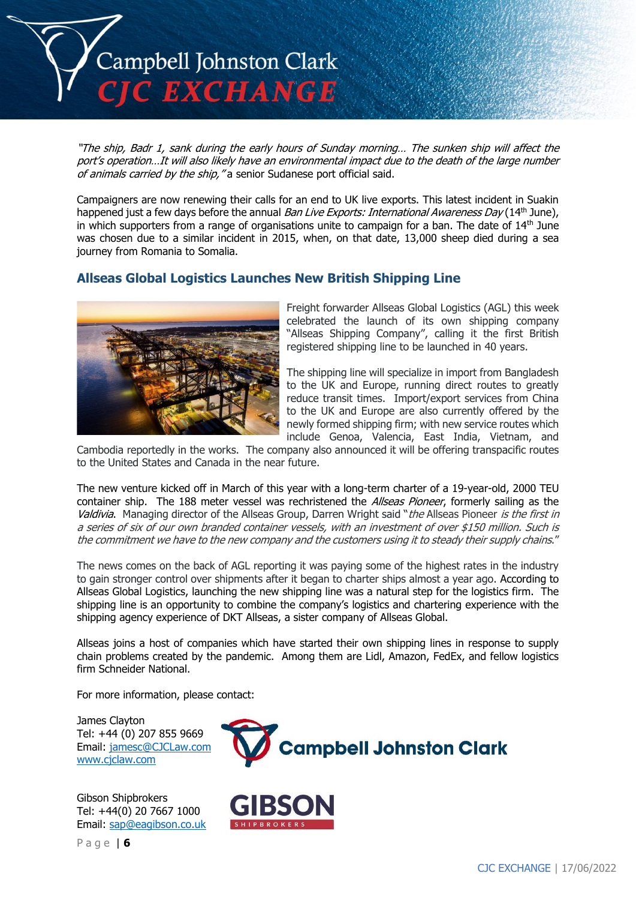*"The ship, Badr 1, sank during the early hours of Sunday morning… The sunken ship will affect the port's operation…It will also likely have an environmental impact due to the death of the large number of animals carried by the ship,"* a senior Sudanese port official said.

Campaigners are now renewing their calls for an end to UK live exports. This latest incident in Suakin happened just a few days before the annual *Ban Live Exports: International Awareness Day* (14th June), in which supporters from a range of organisations unite to campaign for a ban. The date of 14th June was chosen due to a similar incident in 2015, when, on that date, 13,000 sheep died during a sea journey from Romania to Somalia.

## Allseas Global Logistics Launches New British Shipping Line

Freight forwarder Allseas Global Logistics (AGL) this week celebrated the launch of its own shipping company "Allseas Shipping Company", calling it the first British registered shipping line to be launched in 40 years.

The shipping line will specialize in import from Bangladesh to the UK and Europe, running direct routes to greatly reduce transit times. Import/export services from China to the UK and Europe are also currently offered by the newly formed shipping firm; with new service routes which include Genoa, Valencia, East India, Vietnam, and Cambodia reportedly in the works. The company also announced it will be offering transpacific routes to the United States and Canada in the near future.

The new venture kicked off in March of this year with a long-term charter of a 19-year-old, 2000 TEU container ship. The 188 meter vessel was rechristened the *Allseas Pioneer*, formerly sailing as the *Valdivia*. Managing director of the Allseas Group, Darren Wright said "*the* Allseas Pioneer *is the first in a series of six of our own branded container vessels, with an investment of over $150 million. Such is the commitment we have to the new company and the customers using it to steady their supply chains*."

The news comes on the back of AGL reporting it was paying some of the highest rates in the industry to gain stronger control over shipments after it began to charter ships almost a year ago. According to Allseas Global Logistics, launching the new shipping line was a natural step for the logistics firm. The shipping line is an opportunity to combine the company's logistics and chartering experience with the shipping agency experience of DKT Allseas, a sister company of Allseas Global.

Allseas joins a host of companies which have started their own shipping lines in response to supply chain problems created by the pandemic. Among them are Lidl, Amazon, FedEx, and fellow logistics firm Schneider National.

For more information, please contact:

James Clayton
Tel: +44 (0) 207 855 9669
Email: jamesc@CJCLaw.com
www.cjclaw.com

Gibson Shipbrokers
Tel: +44(0) 20 7667 1000
Email: sap@eagibson.co.uk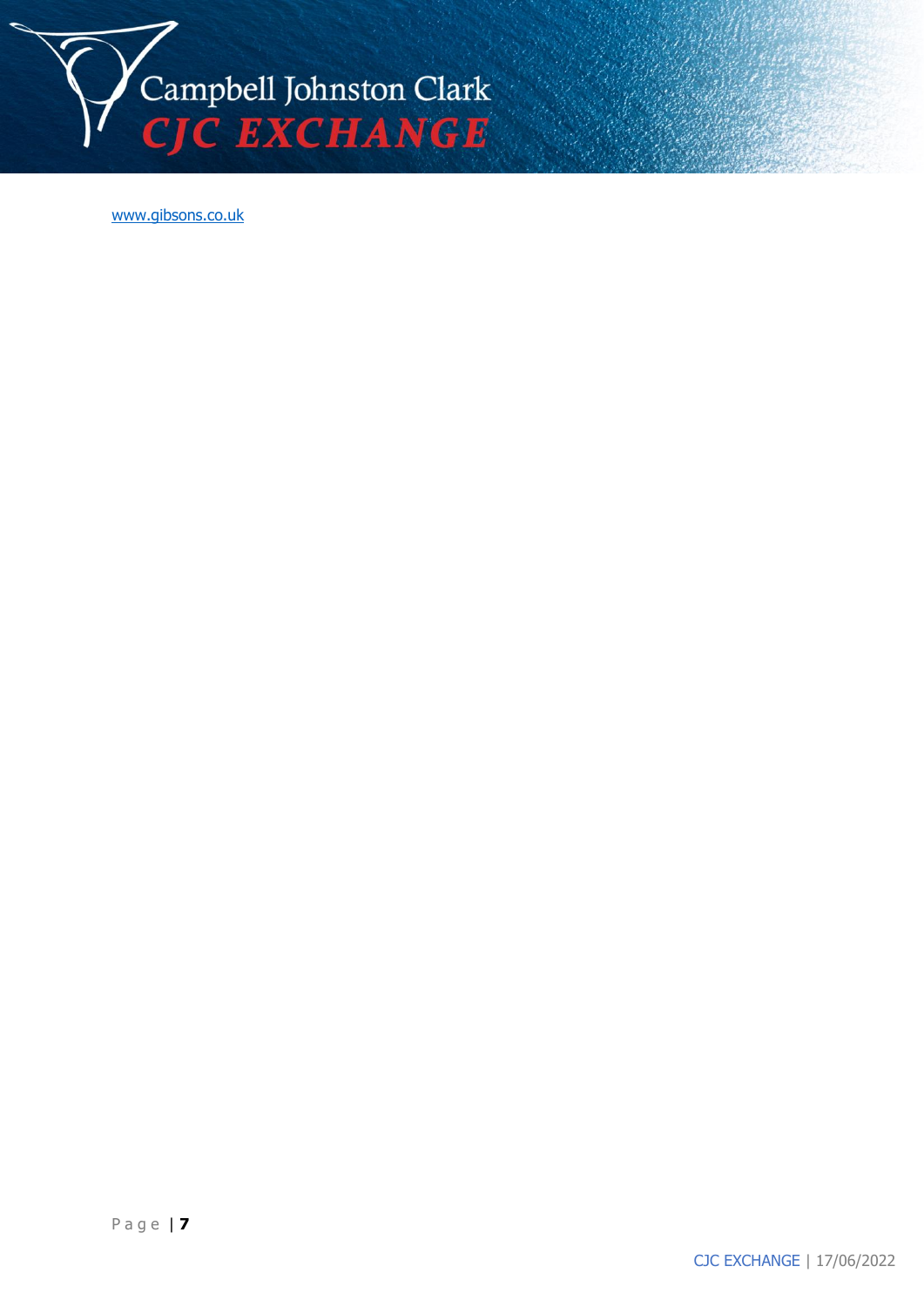www.gibsons.co.uk